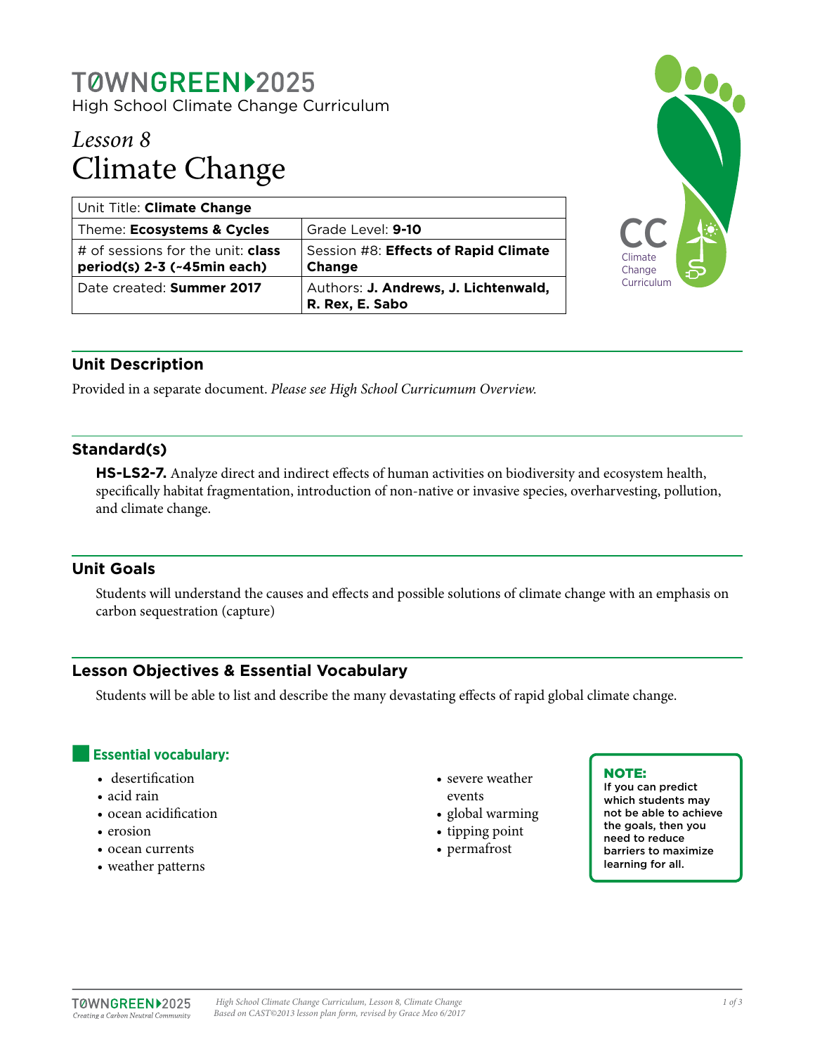# TØWNGREEN 2025

High School Climate Change Curriculum

## *Lesson 8*
# Climate Change

| Unit Title: **Climate Change** | |
|---|---|
| Theme: **Ecosystems & Cycles** | Grade Level: **9-10** |
| # of sessions for the unit: **class period(s) 2-3 (~45min each)** | Session #8: **Effects of Rapid Climate Change** |
| Date created: **Summer 2017** | Authors: **J. Andrews, J. Lichtenwald, R. Rex, E. Sabo** |

## Unit Description

Provided in a separate document. *Please see High School Curricumum Overview.*

## Standard(s)

**HS-LS2-7.** Analyze direct and indirect effects of human activities on biodiversity and ecosystem health, specifically habitat fragmentation, introduction of non-native or invasive species, overharvesting, pollution, and climate change.

## Unit Goals

Students will understand the causes and effects and possible solutions of climate change with an emphasis on carbon sequestration (capture)

## Lesson Objectives & Essential Vocabulary

Students will be able to list and describe the many devastating effects of rapid global climate change.

### Essential vocabulary:

- desertification
- acid rain
- ocean acidification
- erosion
- ocean currents
- weather patterns
- severe weather events
- global warming
- tipping point
- permafrost

**NOTE:**
**If you can predict which students may not be able to achieve the goals, then you need to reduce barriers to maximize learning for all.**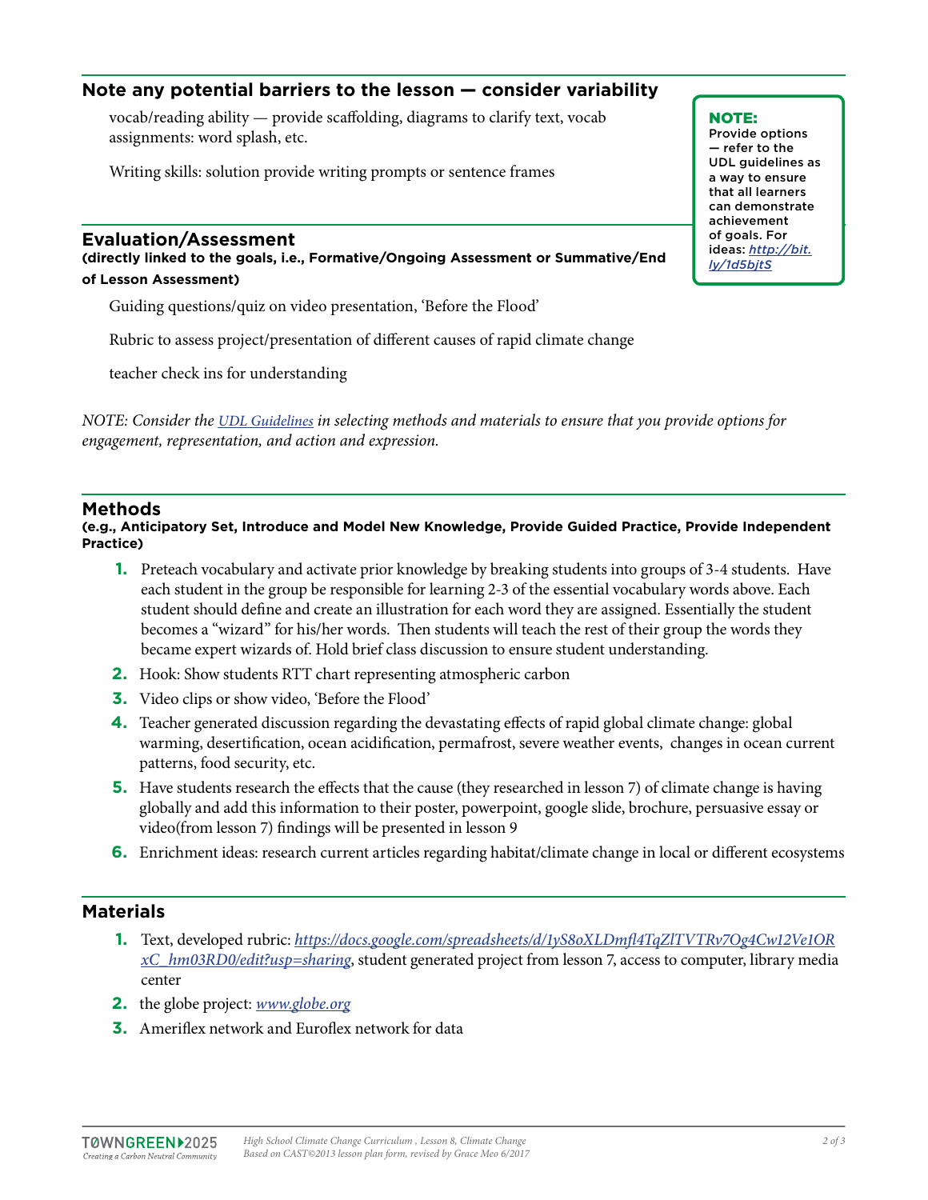## Note any potential barriers to the lesson — consider variability

vocab/reading ability — provide scaffolding, diagrams to clarify text, vocab assignments: word splash, etc.

Writing skills: solution provide writing prompts or sentence frames

> **NOTE:**
> Provide options — refer to the UDL guidelines as a way to ensure that all learners can demonstrate achievement of goals. For ideas: ***http://bit.ly/1d5bjtS***

## Evaluation/Assessment

**(directly linked to the goals, i.e., Formative/Ongoing Assessment or Summative/End of Lesson Assessment)**

Guiding questions/quiz on video presentation, 'Before the Flood'

Rubric to assess project/presentation of different causes of rapid climate change

teacher check ins for understanding

*NOTE: Consider the UDL Guidelines in selecting methods and materials to ensure that you provide options for engagement, representation, and action and expression.*

## Methods

**(e.g., Anticipatory Set, Introduce and Model New Knowledge, Provide Guided Practice, Provide Independent Practice)**

1. Preteach vocabulary and activate prior knowledge by breaking students into groups of 3-4 students. Have each student in the group be responsible for learning 2-3 of the essential vocabulary words above. Each student should define and create an illustration for each word they are assigned. Essentially the student becomes a "wizard" for his/her words. Then students will teach the rest of their group the words they became expert wizards of. Hold brief class discussion to ensure student understanding.
2. Hook: Show students RTT chart representing atmospheric carbon
3. Video clips or show video, 'Before the Flood'
4. Teacher generated discussion regarding the devastating effects of rapid global climate change: global warming, desertification, ocean acidification, permafrost, severe weather events, changes in ocean current patterns, food security, etc.
5. Have students research the effects that the cause (they researched in lesson 7) of climate change is having globally and add this information to their poster, powerpoint, google slide, brochure, persuasive essay or video(from lesson 7) findings will be presented in lesson 9
6. Enrichment ideas: research current articles regarding habitat/climate change in local or different ecosystems

## Materials

1. Text, developed rubric: *https://docs.google.com/spreadsheets/d/1yS8oXLDmfl4TqZlTVTRv7Og4Cw12Ve1ORxC_hm03RD0/edit?usp=sharing*, student generated project from lesson 7, access to computer, library media center
2. the globe project: *www.globe.org*
3. Ameriflex network and Euroflex network for data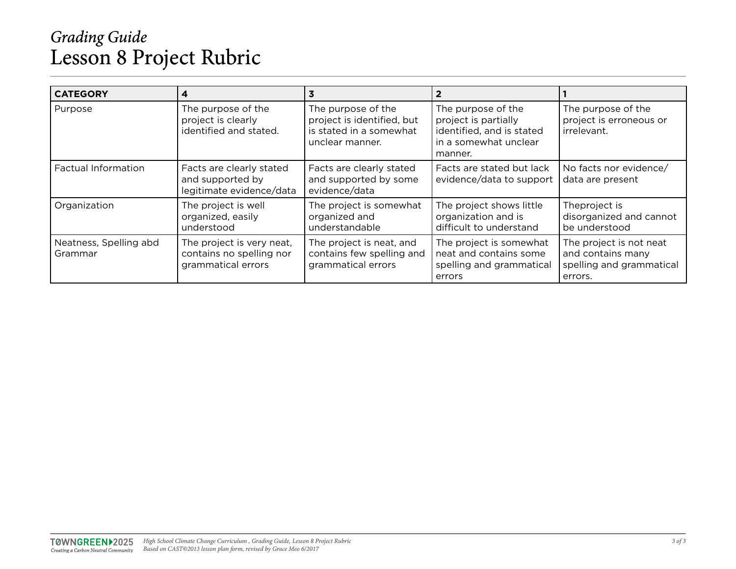*Grading Guide*
# Lesson 8 Project Rubric

| CATEGORY | 4 | 3 | 2 | 1 |
|---|---|---|---|---|
| Purpose | The purpose of the project is clearly identified and stated. | The purpose of the project is identified, but is stated in a somewhat unclear manner. | The purpose of the project is partially identified, and is stated in a somewhat unclear manner. | The purpose of the project is erroneous or irrelevant. |
| Factual Information | Facts are clearly stated and supported by legitimate evidence/data | Facts are clearly stated and supported by some evidence/data | Facts are stated but lack evidence/data to support | No facts nor evidence/ data are present |
| Organization | The project is well organized, easily understood | The project is somewhat organized and understandable | The project shows little organization and is difficult to understand | Theproject is disorganized and cannot be understood |
| Neatness, Spelling abd Grammar | The project is very neat, contains no spelling nor grammatical errors | The project is neat, and contains few spelling and grammatical errors | The project is somewhat neat and contains some spelling and grammatical errors | The project is not neat and contains many spelling and grammatical errors. |